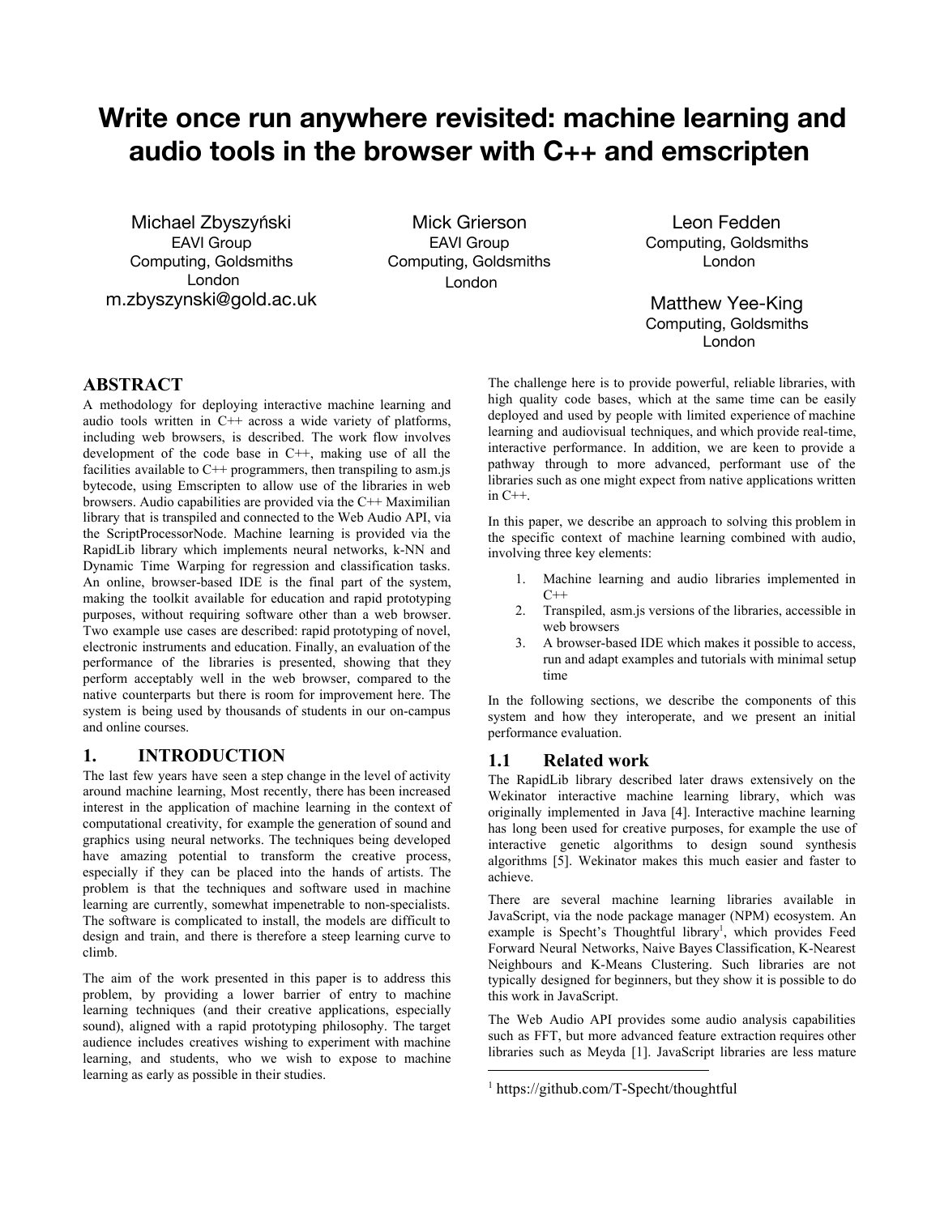# Write once run anywhere revisited: machine learning and audio tools in the browser with C++ and emscripten

Michael Zbyszyński
EAVI Group
Computing, Goldsmiths
London
m.zbyszynski@gold.ac.uk

Mick Grierson
EAVI Group
Computing, Goldsmiths
London

Leon Fedden
Computing, Goldsmiths
London

Matthew Yee-King
Computing, Goldsmiths
London

## ABSTRACT

A methodology for deploying interactive machine learning and audio tools written in C++ across a wide variety of platforms, including web browsers, is described. The work flow involves development of the code base in C++, making use of all the facilities available to C++ programmers, then transpiling to asm.js bytecode, using Emscripten to allow use of the libraries in web browsers. Audio capabilities are provided via the C++ Maximilian library that is transpiled and connected to the Web Audio API, via the ScriptProcessorNode. Machine learning is provided via the RapidLib library which implements neural networks, k-NN and Dynamic Time Warping for regression and classification tasks. An online, browser-based IDE is the final part of the system, making the toolkit available for education and rapid prototyping purposes, without requiring software other than a web browser. Two example use cases are described: rapid prototyping of novel, electronic instruments and education. Finally, an evaluation of the performance of the libraries is presented, showing that they perform acceptably well in the web browser, compared to the native counterparts but there is room for improvement here. The system is being used by thousands of students in our on-campus and online courses.

## 1. INTRODUCTION

The last few years have seen a step change in the level of activity around machine learning, Most recently, there has been increased interest in the application of machine learning in the context of computational creativity, for example the generation of sound and graphics using neural networks. The techniques being developed have amazing potential to transform the creative process, especially if they can be placed into the hands of artists. The problem is that the techniques and software used in machine learning are currently, somewhat impenetrable to non-specialists. The software is complicated to install, the models are difficult to design and train, and there is therefore a steep learning curve to climb.

The aim of the work presented in this paper is to address this problem, by providing a lower barrier of entry to machine learning techniques (and their creative applications, especially sound), aligned with a rapid prototyping philosophy. The target audience includes creatives wishing to experiment with machine learning, and students, who we wish to expose to machine learning as early as possible in their studies.

The challenge here is to provide powerful, reliable libraries, with high quality code bases, which at the same time can be easily deployed and used by people with limited experience of machine learning and audiovisual techniques, and which provide real-time, interactive performance. In addition, we are keen to provide a pathway through to more advanced, performant use of the libraries such as one might expect from native applications written in C++.

In this paper, we describe an approach to solving this problem in the specific context of machine learning combined with audio, involving three key elements:

1. Machine learning and audio libraries implemented in C++
2. Transpiled, asm.js versions of the libraries, accessible in web browsers
3. A browser-based IDE which makes it possible to access, run and adapt examples and tutorials with minimal setup time

In the following sections, we describe the components of this system and how they interoperate, and we present an initial performance evaluation.

### 1.1 Related work

The RapidLib library described later draws extensively on the Wekinator interactive machine learning library, which was originally implemented in Java [4]. Interactive machine learning has long been used for creative purposes, for example the use of interactive genetic algorithms to design sound synthesis algorithms [5]. Wekinator makes this much easier and faster to achieve.

There are several machine learning libraries available in JavaScript, via the node package manager (NPM) ecosystem. An example is Specht's Thoughtful library[1], which provides Feed Forward Neural Networks, Naive Bayes Classification, K-Nearest Neighbours and K-Means Clustering. Such libraries are not typically designed for beginners, but they show it is possible to do this work in JavaScript.

The Web Audio API provides some audio analysis capabilities such as FFT, but more advanced feature extraction requires other libraries such as Meyda [1]. JavaScript libraries are less mature

[1] https://github.com/T-Specht/thoughtful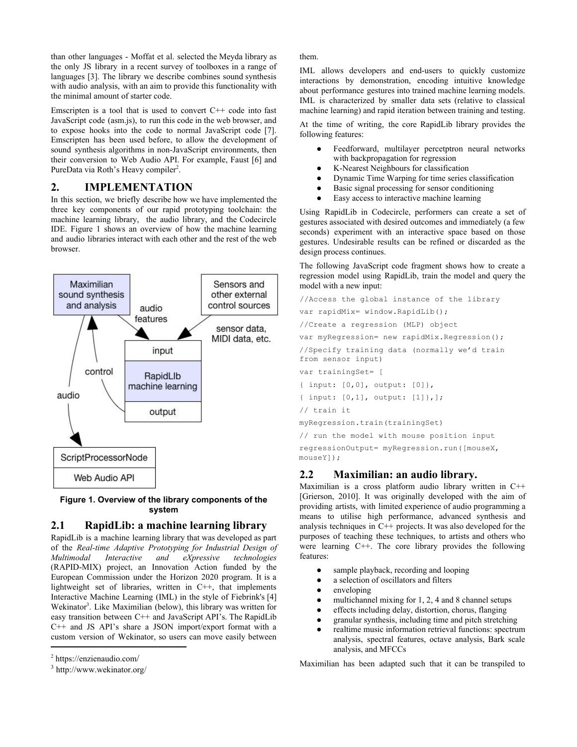than other languages - Moffat et al. selected the Meyda library as the only JS library in a recent survey of toolboxes in a range of languages [3]. The library we describe combines sound synthesis with audio analysis, with an aim to provide this functionality with the minimal amount of starter code.

Emscripten is a tool that is used to convert C++ code into fast JavaScript code (asm.js), to run this code in the web browser, and to expose hooks into the code to normal JavaScript code [7]. Emscripten has been used before, to allow the development of sound synthesis algorithms in non-JavaScript environments, then their conversion to Web Audio API. For example, Faust [6] and PureData via Roth's Heavy compiler[2].

## 2. IMPLEMENTATION

In this section, we briefly describe how we have implemented the three key components of our rapid prototyping toolchain: the machine learning library, the audio library, and the Codecircle IDE. Figure 1 shows an overview of how the machine learning and audio libraries interact with each other and the rest of the web browser.

**Figure 1. Overview of the library components of the system**

### 2.1 RapidLib: a machine learning library

RapidLib is a machine learning library that was developed as part of the *Real-time Adaptive Prototyping for Industrial Design of Multimodal Interactive and eXpressive technologies* (RAPID-MIX) project, an Innovation Action funded by the European Commission under the Horizon 2020 program. It is a lightweight set of libraries, written in C++, that implements Interactive Machine Learning (IML) in the style of Fiebrink's [4] Wekinator[3]. Like Maximilian (below), this library was written for easy transition between C++ and JavaScript API's. The RapidLib C++ and JS API's share a JSON import/export format with a custom version of Wekinator, so users can move easily between them.

IML allows developers and end-users to quickly customize interactions by demonstration, encoding intuitive knowledge about performance gestures into trained machine learning models. IML is characterized by smaller data sets (relative to classical machine learning) and rapid iteration between training and testing.

At the time of writing, the core RapidLib library provides the following features:

- Feedforward, multilayer percetptron neural networks with backpropagation for regression
- K-Nearest Neighbours for classification
- Dynamic Time Warping for time series classification
- Basic signal processing for sensor conditioning
- Easy access to interactive machine learning

Using RapidLib in Codecircle, performers can create a set of gestures associated with desired outcomes and immediately (a few seconds) experiment with an interactive space based on those gestures. Undesirable results can be refined or discarded as the design process continues.

The following JavaScript code fragment shows how to create a regression model using RapidLib, train the model and query the model with a new input:

```
//Access the global instance of the library
var rapidMix= window.RapidLib();
//Create a regression (MLP) object
var myRegression= new rapidMix.Regression();
//Specify training data (normally we'd train from sensor input)
var trainingSet= [
{ input: [0,0], output: [0]},
{ input: [0,1], output: [1]},];
// train it
myRegression.train(trainingSet)
// run the model with mouse position input
regressionOutput= myRegression.run([mouseX, mouseY]);
```

### 2.2 Maximilian: an audio library.

Maximilian is a cross platform audio library written in C++ [Grierson, 2010]. It was originally developed with the aim of providing artists, with limited experience of audio programming a means to utilise high performance, advanced synthesis and analysis techniques in C++ projects. It was also developed for the purposes of teaching these techniques, to artists and others who were learning C++. The core library provides the following features:

- sample playback, recording and looping
- a selection of oscillators and filters
- enveloping
- multichannel mixing for 1, 2, 4 and 8 channel setups
- effects including delay, distortion, chorus, flanging
- granular synthesis, including time and pitch stretching
- realtime music information retrieval functions: spectrum analysis, spectral features, octave analysis, Bark scale analysis, and MFCCs

Maximilian has been adapted such that it can be transpiled to

[2] https://enzienaudio.com/

[3] http://www.wekinator.org/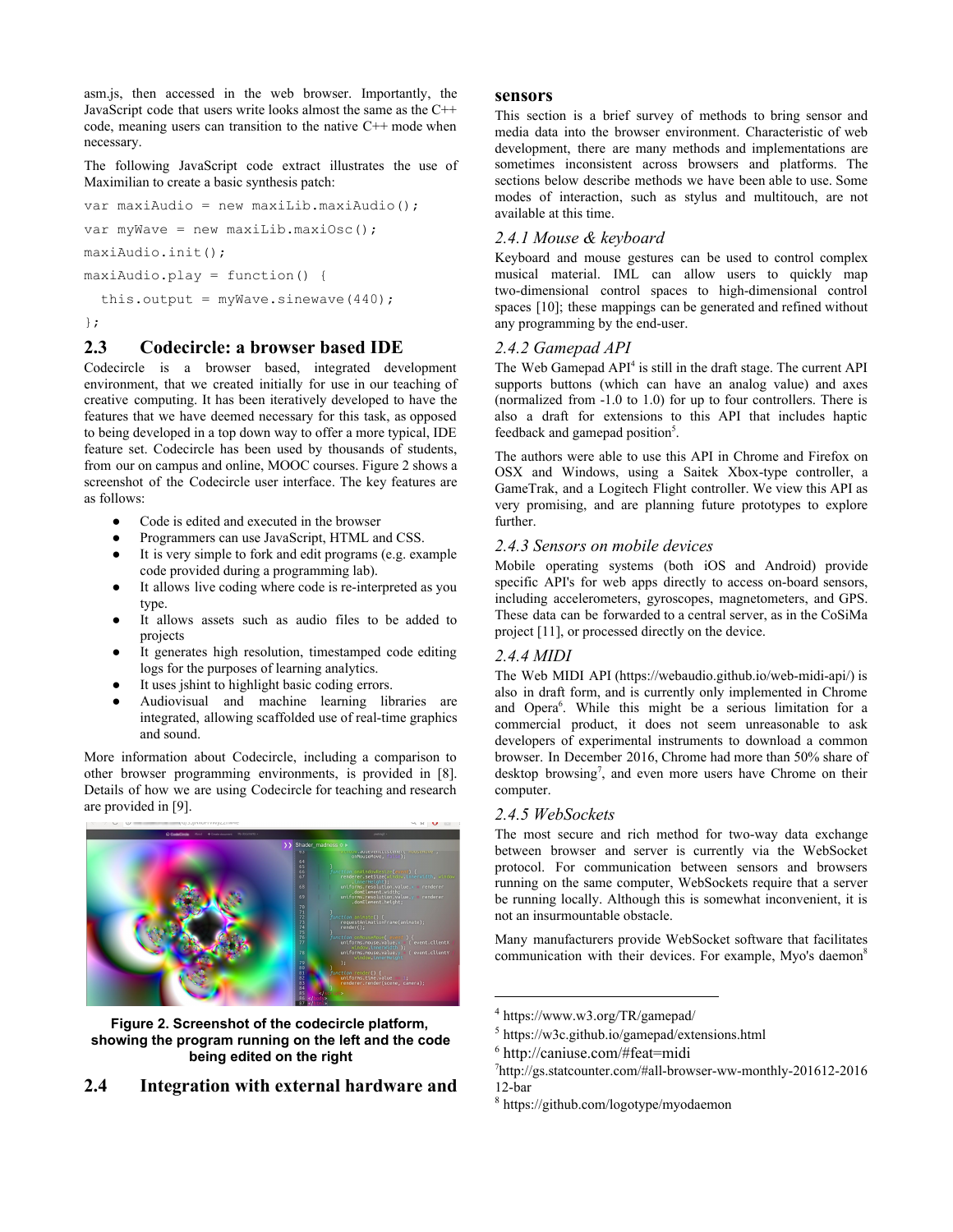asm.js, then accessed in the web browser. Importantly, the JavaScript code that users write looks almost the same as the C++ code, meaning users can transition to the native C++ mode when necessary.

The following JavaScript code extract illustrates the use of Maximilian to create a basic synthesis patch:

```
var maxiAudio = new maxiLib.maxiAudio();
var myWave = new maxiLib.maxiOsc();
maxiAudio.init();
maxiAudio.play = function() {
  this.output = myWave.sinewave(440);
};
```

## 2.3 Codecircle: a browser based IDE

Codecircle is a browser based, integrated development environment, that we created initially for use in our teaching of creative computing. It has been iteratively developed to have the features that we have deemed necessary for this task, as opposed to being developed in a top down way to offer a more typical, IDE feature set. Codecircle has been used by thousands of students, from our on campus and online, MOOC courses. Figure 2 shows a screenshot of the Codecircle user interface. The key features are as follows:

- Code is edited and executed in the browser
- Programmers can use JavaScript, HTML and CSS.
- It is very simple to fork and edit programs (e.g. example code provided during a programming lab).
- It allows live coding where code is re-interpreted as you type.
- It allows assets such as audio files to be added to projects
- It generates high resolution, timestamped code editing logs for the purposes of learning analytics.
- It uses jshint to highlight basic coding errors.
- Audiovisual and machine learning libraries are integrated, allowing scaffolded use of real-time graphics and sound.

More information about Codecircle, including a comparison to other browser programming environments, is provided in [8]. Details of how we are using Codecircle for teaching and research are provided in [9].

**Figure 2. Screenshot of the codecircle platform, showing the program running on the left and the code being edited on the right**

## 2.4 Integration with external hardware and sensors

This section is a brief survey of methods to bring sensor and media data into the browser environment. Characteristic of web development, there are many methods and implementations are sometimes inconsistent across browsers and platforms. The sections below describe methods we have been able to use. Some modes of interaction, such as stylus and multitouch, are not available at this time.

### *2.4.1 Mouse & keyboard*

Keyboard and mouse gestures can be used to control complex musical material. IML can allow users to quickly map two-dimensional control spaces to high-dimensional control spaces [10]; these mappings can be generated and refined without any programming by the end-user.

### *2.4.2 Gamepad API*

The Web Gamepad API[4] is still in the draft stage. The current API supports buttons (which can have an analog value) and axes (normalized from -1.0 to 1.0) for up to four controllers. There is also a draft for extensions to this API that includes haptic feedback and gamepad position[5].

The authors were able to use this API in Chrome and Firefox on OSX and Windows, using a Saitek Xbox-type controller, a GameTrak, and a Logitech Flight controller. We view this API as very promising, and are planning future prototypes to explore further.

### *2.4.3 Sensors on mobile devices*

Mobile operating systems (both iOS and Android) provide specific API's for web apps directly to access on-board sensors, including accelerometers, gyroscopes, magnetometers, and GPS. These data can be forwarded to a central server, as in the CoSiMa project [11], or processed directly on the device.

### *2.4.4 MIDI*

The Web MIDI API (https://webaudio.github.io/web-midi-api/) is also in draft form, and is currently only implemented in Chrome and Opera[6]. While this might be a serious limitation for a commercial product, it does not seem unreasonable to ask developers of experimental instruments to download a common browser. In December 2016, Chrome had more than 50% share of desktop browsing[7], and even more users have Chrome on their computer.

### *2.4.5 WebSockets*

The most secure and rich method for two-way data exchange between browser and server is currently via the WebSocket protocol. For communication between sensors and browsers running on the same computer, WebSockets require that a server be running locally. Although this is somewhat inconvenient, it is not an insurmountable obstacle.

Many manufacturers provide WebSocket software that facilitates communication with their devices. For example, Myo's daemon[8]

---

[4] https://www.w3.org/TR/gamepad/

[5] https://w3c.github.io/gamepad/extensions.html

[6] http://caniuse.com/#feat=midi

[7] http://gs.statcounter.com/#all-browser-ww-monthly-201612-201612-bar

[8] https://github.com/logotype/myodaemon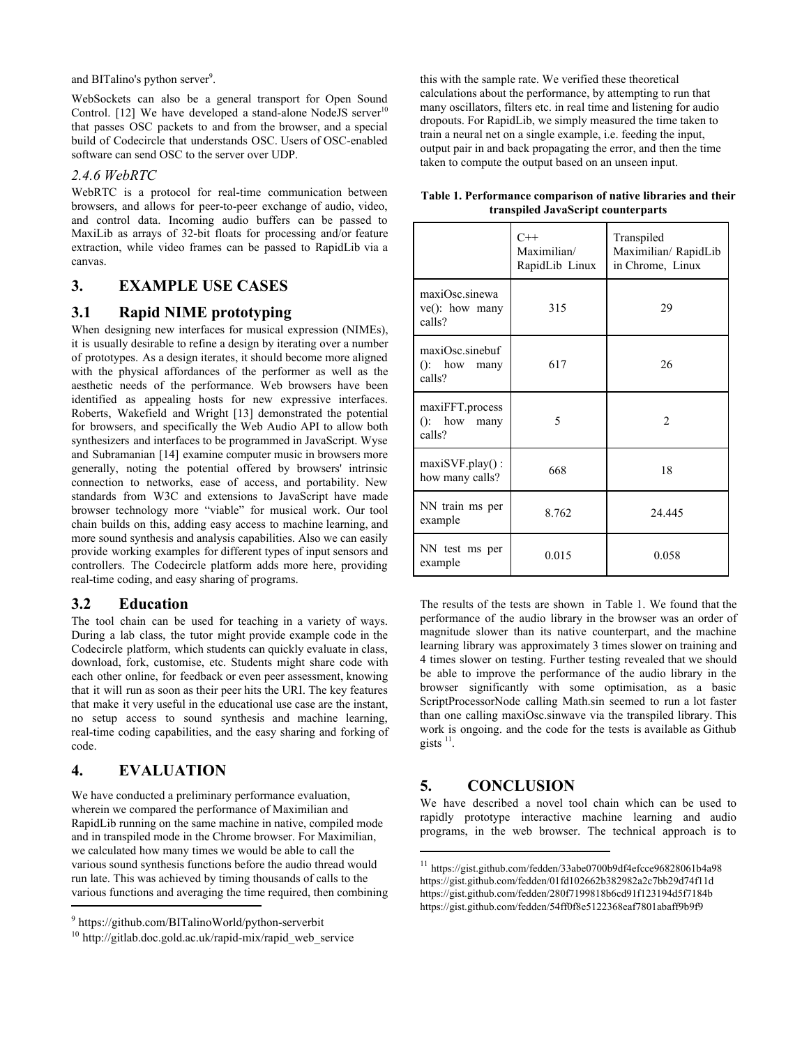and BITalino's python server[9].

WebSockets can also be a general transport for Open Sound Control. [12] We have developed a stand-alone NodeJS server[10] that passes OSC packets to and from the browser, and a special build of Codecircle that understands OSC. Users of OSC-enabled software can send OSC to the server over UDP.

### *2.4.6 WebRTC*

WebRTC is a protocol for real-time communication between browsers, and allows for peer-to-peer exchange of audio, video, and control data. Incoming audio buffers can be passed to MaxiLib as arrays of 32-bit floats for processing and/or feature extraction, while video frames can be passed to RapidLib via a canvas.

## 3. EXAMPLE USE CASES

### 3.1 Rapid NIME prototyping

When designing new interfaces for musical expression (NIMEs), it is usually desirable to refine a design by iterating over a number of prototypes. As a design iterates, it should become more aligned with the physical affordances of the performer as well as the aesthetic needs of the performance. Web browsers have been identified as appealing hosts for new expressive interfaces. Roberts, Wakefield and Wright [13] demonstrated the potential for browsers, and specifically the Web Audio API to allow both synthesizers and interfaces to be programmed in JavaScript. Wyse and Subramanian [14] examine computer music in browsers more generally, noting the potential offered by browsers' intrinsic connection to networks, ease of access, and portability. New standards from W3C and extensions to JavaScript have made browser technology more "viable" for musical work. Our tool chain builds on this, adding easy access to machine learning, and more sound synthesis and analysis capabilities. Also we can easily provide working examples for different types of input sensors and controllers. The Codecircle platform adds more here, providing real-time coding, and easy sharing of programs.

### 3.2 Education

The tool chain can be used for teaching in a variety of ways. During a lab class, the tutor might provide example code in the Codecircle platform, which students can quickly evaluate in class, download, fork, customise, etc. Students might share code with each other online, for feedback or even peer assessment, knowing that it will run as soon as their peer hits the URI. The key features that make it very useful in the educational use case are the instant, no setup access to sound synthesis and machine learning, real-time coding capabilities, and the easy sharing and forking of code.

## 4. EVALUATION

We have conducted a preliminary performance evaluation, wherein we compared the performance of Maximilian and RapidLib running on the same machine in native, compiled mode and in transpiled mode in the Chrome browser. For Maximilian, we calculated how many times we would be able to call the various sound synthesis functions before the audio thread would run late. This was achieved by timing thousands of calls to the various functions and averaging the time required, then combining this with the sample rate. We verified these theoretical calculations about the performance, by attempting to run that many oscillators, filters etc. in real time and listening for audio dropouts. For RapidLib, we simply measured the time taken to train a neural net on a single example, i.e. feeding the input, output pair in and back propagating the error, and then the time taken to compute the output based on an unseen input.

**Table 1. Performance comparison of native libraries and their transpiled JavaScript counterparts**

| | C++ Maximilian/ RapidLib Linux | Transpiled Maximilian/ RapidLib in Chrome, Linux |
|---|---|---|
| maxiOsc.sinewave(): how many calls? | 315 | 29 |
| maxiOsc.sinebuf(): how many calls? | 617 | 26 |
| maxiFFT.process(): how many calls? | 5 | 2 |
| maxiSVF.play() : how many calls? | 668 | 18 |
| NN train ms per example | 8.762 | 24.445 |
| NN test ms per example | 0.015 | 0.058 |

The results of the tests are shown in Table 1. We found that the performance of the audio library in the browser was an order of magnitude slower than its native counterpart, and the machine learning library was approximately 3 times slower on training and 4 times slower on testing. Further testing revealed that we should be able to improve the performance of the audio library in the browser significantly with some optimisation, as a basic ScriptProcessorNode calling Math.sin seemed to run a lot faster than one calling maxiOsc.sinwave via the transpiled library. This work is ongoing. and the code for the tests is available as Github gists [11].

## 5. CONCLUSION

We have described a novel tool chain which can be used to rapidly prototype interactive machine learning and audio programs, in the web browser. The technical approach is to

---

[9] https://github.com/BITalinoWorld/python-serverbit

[10] http://gitlab.doc.gold.ac.uk/rapid-mix/rapid_web_service

[11] https://gist.github.com/fedden/33abe0700b9df4efcce96828061b4a98
https://gist.github.com/fedden/01fd102662b382982a2c7bb29d74f11d
https://gist.github.com/fedden/280f7199818b6cd91f123194d5f7184b
https://gist.github.com/fedden/54ff0f8e5122368eaf7801abaff9b9f9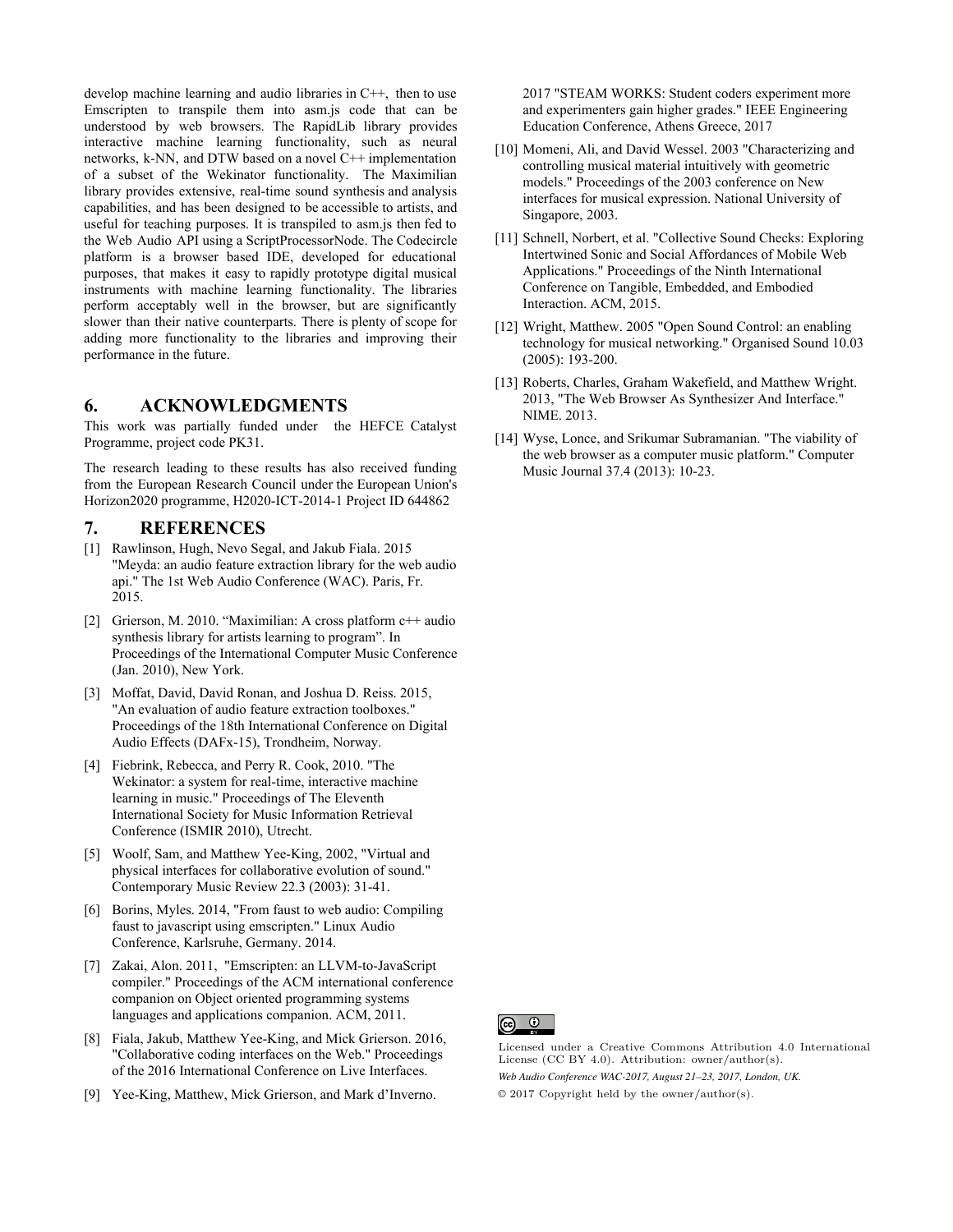develop machine learning and audio libraries in C++, then to use Emscripten to transpile them into asm.js code that can be understood by web browsers. The RapidLib library provides interactive machine learning functionality, such as neural networks, k-NN, and DTW based on a novel C++ implementation of a subset of the Wekinator functionality. The Maximilian library provides extensive, real-time sound synthesis and analysis capabilities, and has been designed to be accessible to artists, and useful for teaching purposes. It is transpiled to asm.js then fed to the Web Audio API using a ScriptProcessorNode. The Codecircle platform is a browser based IDE, developed for educational purposes, that makes it easy to rapidly prototype digital musical instruments with machine learning functionality. The libraries perform acceptably well in the browser, but are significantly slower than their native counterparts. There is plenty of scope for adding more functionality to the libraries and improving their performance in the future.

## 6. ACKNOWLEDGMENTS

This work was partially funded under the HEFCE Catalyst Programme, project code PK31.

The research leading to these results has also received funding from the European Research Council under the European Union's Horizon2020 programme, H2020-ICT-2014-1 Project ID 644862

## 7. REFERENCES

[1] Rawlinson, Hugh, Nevo Segal, and Jakub Fiala. 2015 "Meyda: an audio feature extraction library for the web audio api." The 1st Web Audio Conference (WAC). Paris, Fr. 2015.

[2] Grierson, M. 2010. "Maximilian: A cross platform c++ audio synthesis library for artists learning to program". In Proceedings of the International Computer Music Conference (Jan. 2010), New York.

[3] Moffat, David, David Ronan, and Joshua D. Reiss. 2015, "An evaluation of audio feature extraction toolboxes." Proceedings of the 18th International Conference on Digital Audio Effects (DAFx-15), Trondheim, Norway.

[4] Fiebrink, Rebecca, and Perry R. Cook, 2010. "The Wekinator: a system for real-time, interactive machine learning in music." Proceedings of The Eleventh International Society for Music Information Retrieval Conference (ISMIR 2010), Utrecht.

[5] Woolf, Sam, and Matthew Yee-King, 2002, "Virtual and physical interfaces for collaborative evolution of sound." Contemporary Music Review 22.3 (2003): 31-41.

[6] Borins, Myles. 2014, "From faust to web audio: Compiling faust to javascript using emscripten." Linux Audio Conference, Karlsruhe, Germany. 2014.

[7] Zakai, Alon. 2011, "Emscripten: an LLVM-to-JavaScript compiler." Proceedings of the ACM international conference companion on Object oriented programming systems languages and applications companion. ACM, 2011.

[8] Fiala, Jakub, Matthew Yee-King, and Mick Grierson. 2016, "Collaborative coding interfaces on the Web." Proceedings of the 2016 International Conference on Live Interfaces.

[9] Yee-King, Matthew, Mick Grierson, and Mark d'Inverno. 2017 "STEAM WORKS: Student coders experiment more and experimenters gain higher grades." IEEE Engineering Education Conference, Athens Greece, 2017

[10] Momeni, Ali, and David Wessel. 2003 "Characterizing and controlling musical material intuitively with geometric models." Proceedings of the 2003 conference on New interfaces for musical expression. National University of Singapore, 2003.

[11] Schnell, Norbert, et al. "Collective Sound Checks: Exploring Intertwined Sonic and Social Affordances of Mobile Web Applications." Proceedings of the Ninth International Conference on Tangible, Embedded, and Embodied Interaction. ACM, 2015.

[12] Wright, Matthew. 2005 "Open Sound Control: an enabling technology for musical networking." Organised Sound 10.03 (2005): 193-200.

[13] Roberts, Charles, Graham Wakefield, and Matthew Wright. 2013, "The Web Browser As Synthesizer And Interface." NIME. 2013.

[14] Wyse, Lonce, and Srikumar Subramanian. "The viability of the web browser as a computer music platform." Computer Music Journal 37.4 (2013): 10-23.

Licensed under a Creative Commons Attribution 4.0 International License (CC BY 4.0). Attribution: owner/author(s).

*Web Audio Conference WAC-2017, August 21–23, 2017, London, UK.*

© 2017 Copyright held by the owner/author(s).